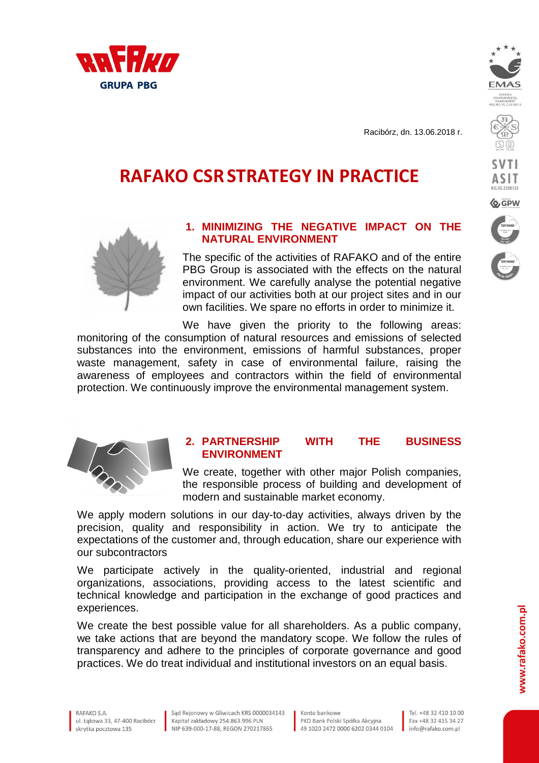Racibórz, dn. 13.06.2018 r.

# RAFAKO CSR STRATEGY IN PRACTICE

## 1. MINIMIZING THE NEGATIVE IMPACT ON THE NATURAL ENVIRONMENT

The specific of the activities of RAFAKO and of the entire PBG Group is associated with the effects on the natural environment. We carefully analyse the potential negative impact of our activities both at our project sites and in our own facilities. We spare no efforts in order to minimize it.

We have given the priority to the following areas: monitoring of the consumption of natural resources and emissions of selected substances into the environment, emissions of harmful substances, proper waste management, safety in case of environmental failure, raising the awareness of employees and contractors within the field of environmental protection. We continuously improve the environmental management system.

## 2. PARTNERSHIP WITH THE BUSINESS ENVIRONMENT

We create, together with other major Polish companies, the responsible process of building and development of modern and sustainable market economy.

We apply modern solutions in our day-to-day activities, always driven by the precision, quality and responsibility in action. We try to anticipate the expectations of the customer and, through education, share our experience with our subcontractors

We participate actively in the quality-oriented, industrial and regional organizations, associations, providing access to the latest scientific and technical knowledge and participation in the exchange of good practices and experiences.

We create the best possible value for all shareholders. As a public company, we take actions that are beyond the mandatory scope. We follow the rules of transparency and adhere to the principles of corporate governance and good practices. We do treat individual and institutional investors on an equal basis.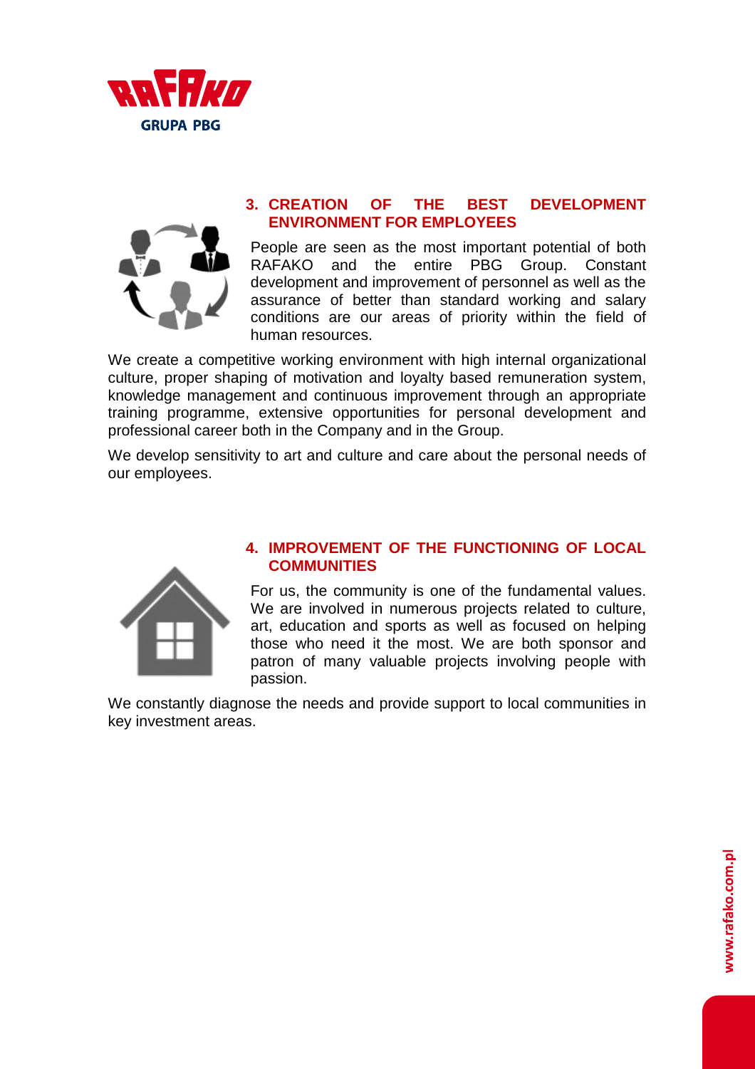## 3. CREATION OF THE BEST DEVELOPMENT ENVIRONMENT FOR EMPLOYEES

People are seen as the most important potential of both RAFAKO and the entire PBG Group. Constant development and improvement of personnel as well as the assurance of better than standard working and salary conditions are our areas of priority within the field of human resources.

We create a competitive working environment with high internal organizational culture, proper shaping of motivation and loyalty based remuneration system, knowledge management and continuous improvement through an appropriate training programme, extensive opportunities for personal development and professional career both in the Company and in the Group.

We develop sensitivity to art and culture and care about the personal needs of our employees.

## 4. IMPROVEMENT OF THE FUNCTIONING OF LOCAL COMMUNITIES

For us, the community is one of the fundamental values. We are involved in numerous projects related to culture, art, education and sports as well as focused on helping those who need it the most. We are both sponsor and patron of many valuable projects involving people with passion.

We constantly diagnose the needs and provide support to local communities in key investment areas.